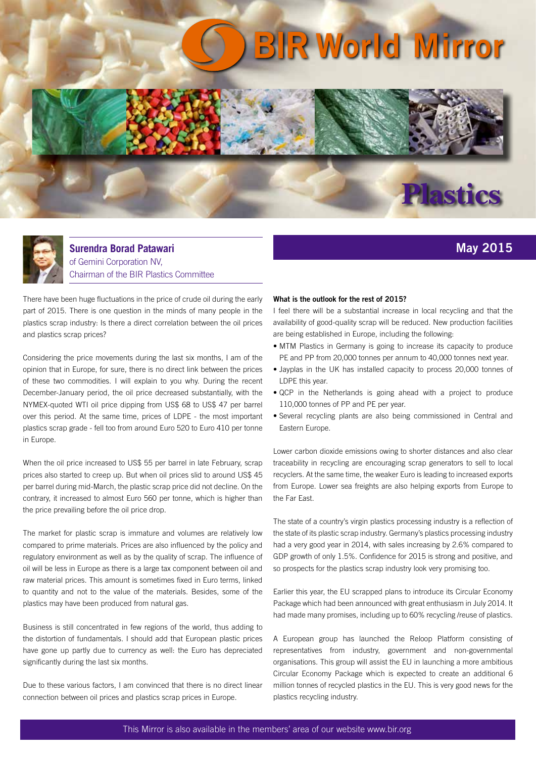# BIR World Mirror

# Plastics

## May 2015

**Surendra Borad Patawari**
of Gemini Corporation NV,
Chairman of the BIR Plastics Committee

There have been huge fluctuations in the price of crude oil during the early part of 2015. There is one question in the minds of many people in the plastics scrap industry: Is there a direct correlation between the oil prices and plastics scrap prices?

Considering the price movements during the last six months, I am of the opinion that in Europe, for sure, there is no direct link between the prices of these two commodities. I will explain to you why. During the recent December-January period, the oil price decreased substantially, with the NYMEX-quoted WTI oil price dipping from US$ 68 to US$ 47 per barrel over this period. At the same time, prices of LDPE - the most important plastics scrap grade - fell too from around Euro 520 to Euro 410 per tonne in Europe.

When the oil price increased to US$ 55 per barrel in late February, scrap prices also started to creep up. But when oil prices slid to around US$ 45 per barrel during mid-March, the plastic scrap price did not decline. On the contrary, it increased to almost Euro 560 per tonne, which is higher than the price prevailing before the oil price drop.

The market for plastic scrap is immature and volumes are relatively low compared to prime materials. Prices are also influenced by the policy and regulatory environment as well as by the quality of scrap. The influence of oil will be less in Europe as there is a large tax component between oil and raw material prices. This amount is sometimes fixed in Euro terms, linked to quantity and not to the value of the materials. Besides, some of the plastics may have been produced from natural gas.

Business is still concentrated in few regions of the world, thus adding to the distortion of fundamentals. I should add that European plastic prices have gone up partly due to currency as well: the Euro has depreciated significantly during the last six months.

Due to these various factors, I am convinced that there is no direct linear connection between oil prices and plastics scrap prices in Europe.

**What is the outlook for the rest of 2015?**

I feel there will be a substantial increase in local recycling and that the availability of good-quality scrap will be reduced. New production facilities are being established in Europe, including the following:

- MTM Plastics in Germany is going to increase its capacity to produce PE and PP from 20,000 tonnes per annum to 40,000 tonnes next year.
- Jayplas in the UK has installed capacity to process 20,000 tonnes of LDPE this year.
- QCP in the Netherlands is going ahead with a project to produce 110,000 tonnes of PP and PE per year.
- Several recycling plants are also being commissioned in Central and Eastern Europe.

Lower carbon dioxide emissions owing to shorter distances and also clear traceability in recycling are encouraging scrap generators to sell to local recyclers. At the same time, the weaker Euro is leading to increased exports from Europe. Lower sea freights are also helping exports from Europe to the Far East.

The state of a country's virgin plastics processing industry is a reflection of the state of its plastic scrap industry. Germany's plastics processing industry had a very good year in 2014, with sales increasing by 2.6% compared to GDP growth of only 1.5%. Confidence for 2015 is strong and positive, and so prospects for the plastics scrap industry look very promising too.

Earlier this year, the EU scrapped plans to introduce its Circular Economy Package which had been announced with great enthusiasm in July 2014. It had made many promises, including up to 60% recycling /reuse of plastics.

A European group has launched the Reloop Platform consisting of representatives from industry, government and non-governmental organisations. This group will assist the EU in launching a more ambitious Circular Economy Package which is expected to create an additional 6 million tonnes of recycled plastics in the EU. This is very good news for the plastics recycling industry.

This Mirror is also available in the members' area of our website www.bir.org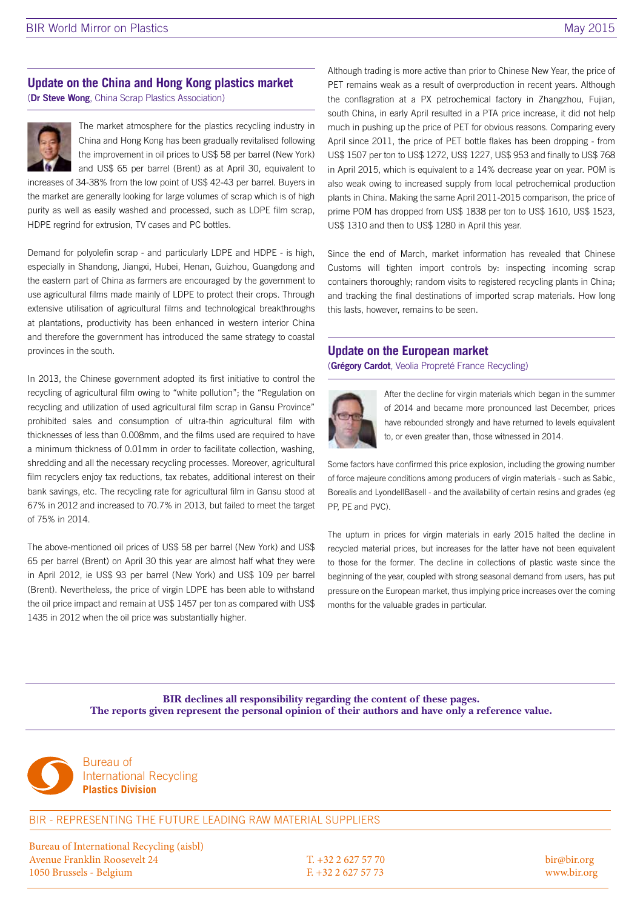## Update on the China and Hong Kong plastics market

(**Dr Steve Wong**, China Scrap Plastics Association)

The market atmosphere for the plastics recycling industry in China and Hong Kong has been gradually revitalised following the improvement in oil prices to US$ 58 per barrel (New York) and US$ 65 per barrel (Brent) as at April 30, equivalent to increases of 34-38% from the low point of US$ 42-43 per barrel. Buyers in the market are generally looking for large volumes of scrap which is of high purity as well as easily washed and processed, such as LDPE film scrap, HDPE regrind for extrusion, TV cases and PC bottles.

Demand for polyolefin scrap - and particularly LDPE and HDPE - is high, especially in Shandong, Jiangxi, Hubei, Henan, Guizhou, Guangdong and the eastern part of China as farmers are encouraged by the government to use agricultural films made mainly of LDPE to protect their crops. Through extensive utilisation of agricultural films and technological breakthroughs at plantations, productivity has been enhanced in western interior China and therefore the government has introduced the same strategy to coastal provinces in the south.

In 2013, the Chinese government adopted its first initiative to control the recycling of agricultural film owing to "white pollution"; the "Regulation on recycling and utilization of used agricultural film scrap in Gansu Province" prohibited sales and consumption of ultra-thin agricultural film with thicknesses of less than 0.008mm, and the films used are required to have a minimum thickness of 0.01mm in order to facilitate collection, washing, shredding and all the necessary recycling processes. Moreover, agricultural film recyclers enjoy tax reductions, tax rebates, additional interest on their bank savings, etc. The recycling rate for agricultural film in Gansu stood at 67% in 2012 and increased to 70.7% in 2013, but failed to meet the target of 75% in 2014.

The above-mentioned oil prices of US$ 58 per barrel (New York) and US$ 65 per barrel (Brent) on April 30 this year are almost half what they were in April 2012, ie US$ 93 per barrel (New York) and US$ 109 per barrel (Brent). Nevertheless, the price of virgin LDPE has been able to withstand the oil price impact and remain at US$ 1457 per ton as compared with US$ 1435 in 2012 when the oil price was substantially higher.

Although trading is more active than prior to Chinese New Year, the price of PET remains weak as a result of overproduction in recent years. Although the conflagration at a PX petrochemical factory in Zhangzhou, Fujian, south China, in early April resulted in a PTA price increase, it did not help much in pushing up the price of PET for obvious reasons. Comparing every April since 2011, the price of PET bottle flakes has been dropping - from US$ 1507 per ton to US$ 1272, US$ 1227, US$ 953 and finally to US$ 768 in April 2015, which is equivalent to a 14% decrease year on year. POM is also weak owing to increased supply from local petrochemical production plants in China. Making the same April 2011-2015 comparison, the price of prime POM has dropped from US$ 1838 per ton to US$ 1610, US$ 1523, US$ 1310 and then to US$ 1280 in April this year.

Since the end of March, market information has revealed that Chinese Customs will tighten import controls by: inspecting incoming scrap containers thoroughly; random visits to registered recycling plants in China; and tracking the final destinations of imported scrap materials. How long this lasts, however, remains to be seen.

## Update on the European market

(**Grégory Cardot**, Veolia Propreté France Recycling)

After the decline for virgin materials which began in the summer of 2014 and became more pronounced last December, prices have rebounded strongly and have returned to levels equivalent to, or even greater than, those witnessed in 2014.

Some factors have confirmed this price explosion, including the growing number of force majeure conditions among producers of virgin materials - such as Sabic, Borealis and LyondellBasell - and the availability of certain resins and grades (eg PP, PE and PVC).

The upturn in prices for virgin materials in early 2015 halted the decline in recycled material prices, but increases for the latter have not been equivalent to those for the former. The decline in collections of plastic waste since the beginning of the year, coupled with strong seasonal demand from users, has put pressure on the European market, thus implying price increases over the coming months for the valuable grades in particular.

**BIR declines all responsibility regarding the content of these pages. The reports given represent the personal opinion of their authors and have only a reference value.**

Bureau of International Recycling
**Plastics Division**

BIR - REPRESENTING THE FUTURE LEADING RAW MATERIAL SUPPLIERS

Bureau of International Recycling (aisbl)
Avenue Franklin Roosevelt 24
1050 Brussels - Belgium

T. +32 2 627 57 70
F. +32 2 627 57 73

bir@bir.org
www.bir.org